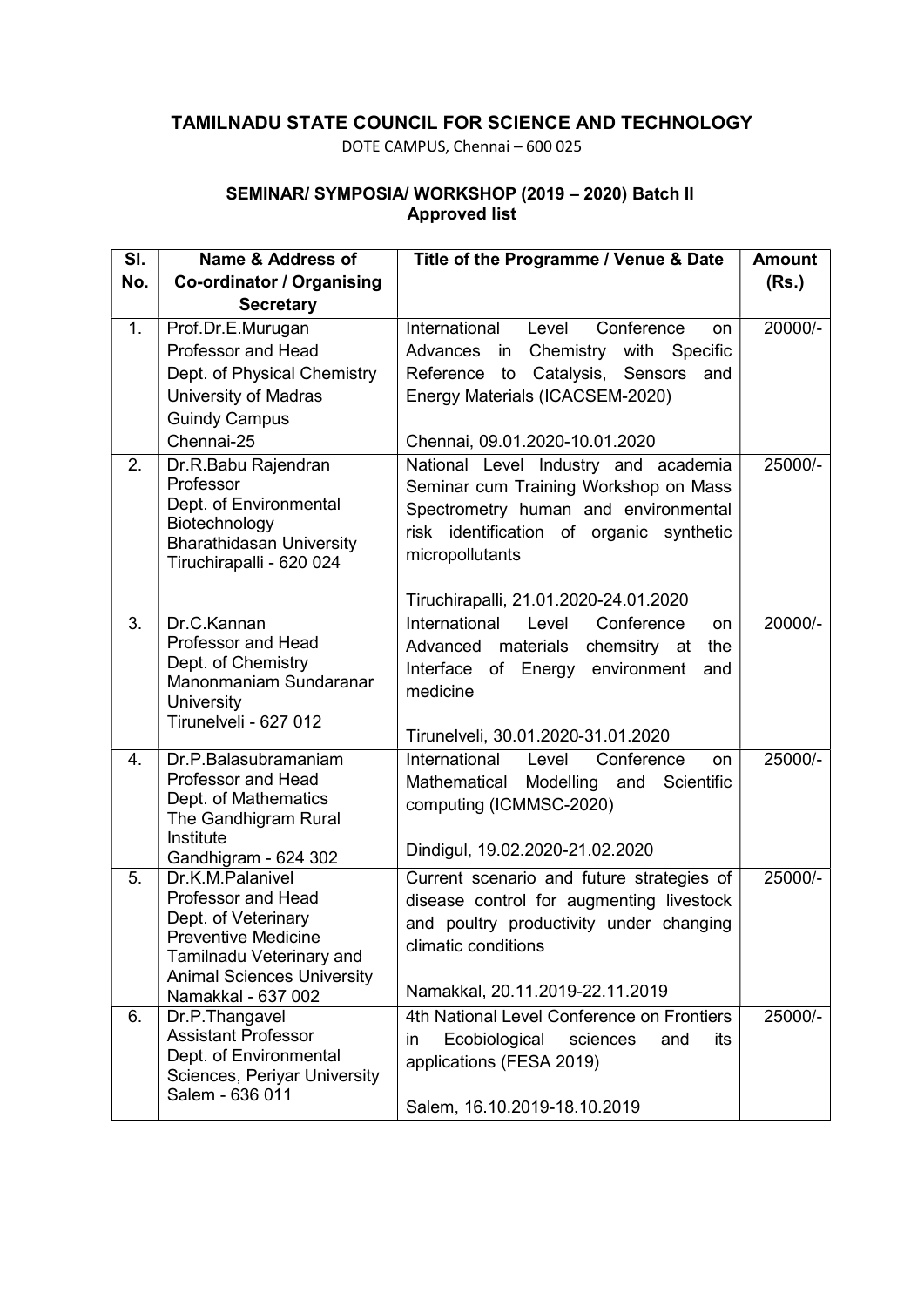# TAMILNADU STATE COUNCIL FOR SCIENCE AND TECHNOLOGY

DOTE CAMPUS, Chennai – 600 025

## SEMINAR/ SYMPOSIA/ WORKSHOP (2019 – 2020) Batch II
## Approved list

| Sl. No. | Name & Address of Co-ordinator / Organising Secretary | Title of the Programme / Venue & Date | Amount (Rs.) |
|---|---|---|---|
| 1. | Prof.Dr.E.Murugan<br>Professor and Head<br>Dept. of Physical Chemistry<br>University of Madras<br>Guindy Campus<br>Chennai-25 | International Level Conference on Advances in Chemistry with Specific Reference to Catalysis, Sensors and Energy Materials (ICACSEM-2020)<br><br>Chennai, 09.01.2020-10.01.2020 | 20000/- |
| 2. | Dr.R.Babu Rajendran<br>Professor<br>Dept. of Environmental Biotechnology<br>Bharathidasan University<br>Tiruchirapalli - 620 024 | National Level Industry and academia Seminar cum Training Workshop on Mass Spectrometry human and environmental risk identification of organic synthetic micropollutants<br><br>Tiruchirapalli, 21.01.2020-24.01.2020 | 25000/- |
| 3. | Dr.C.Kannan<br>Professor and Head<br>Dept. of Chemistry<br>Manonmaniam Sundaranar University<br>Tirunelveli - 627 012 | International Level Conference on Advanced materials chemsitry at the Interface of Energy environment and medicine<br><br>Tirunelveli, 30.01.2020-31.01.2020 | 20000/- |
| 4. | Dr.P.Balasubramaniam<br>Professor and Head<br>Dept. of Mathematics<br>The Gandhigram Rural Institute<br>Gandhigram - 624 302 | International Level Conference on Mathematical Modelling and Scientific computing (ICMMSC-2020)<br><br>Dindigul, 19.02.2020-21.02.2020 | 25000/- |
| 5. | Dr.K.M.Palanivel<br>Professor and Head<br>Dept. of Veterinary Preventive Medicine<br>Tamilnadu Veterinary and Animal Sciences University<br>Namakkal - 637 002 | Current scenario and future strategies of disease control for augmenting livestock and poultry productivity under changing climatic conditions<br><br>Namakkal, 20.11.2019-22.11.2019 | 25000/- |
| 6. | Dr.P.Thangavel<br>Assistant Professor<br>Dept. of Environmental Sciences, Periyar University<br>Salem - 636 011 | 4th National Level Conference on Frontiers in Ecobiological sciences and its applications (FESA 2019)<br><br>Salem, 16.10.2019-18.10.2019 | 25000/- |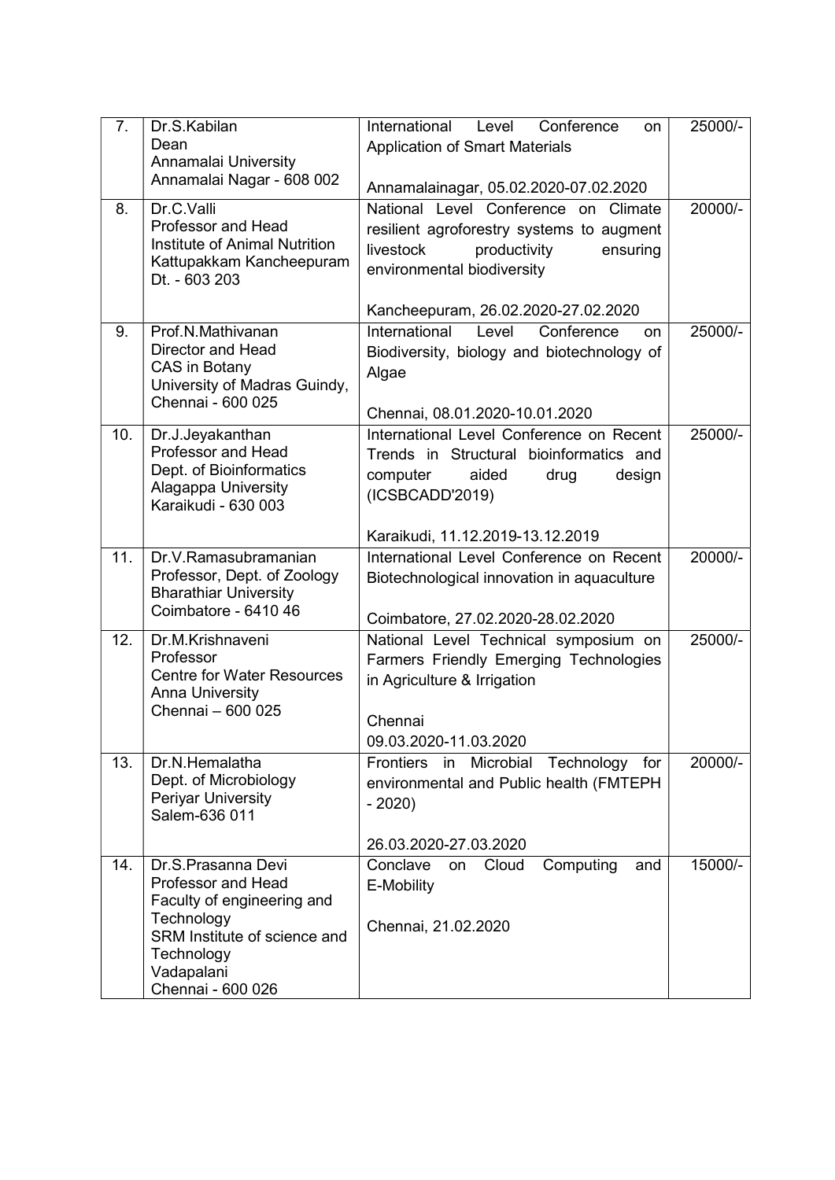| 7. | Dr.S.Kabilan<br>Dean<br>Annamalai University<br>Annamalai Nagar - 608 002 | International Level Conference on Application of Smart Materials<br><br>Annamalainagar, 05.02.2020-07.02.2020 | 25000/- |
|---|---|---|---|
| 8. | Dr.C.Valli<br>Professor and Head<br>Institute of Animal Nutrition<br>Kattupakkam Kancheepuram Dt. - 603 203 | National Level Conference on Climate resilient agroforestry systems to augment livestock productivity ensuring environmental biodiversity<br><br>Kancheepuram, 26.02.2020-27.02.2020 | 20000/- |
| 9. | Prof.N.Mathivanan<br>Director and Head<br>CAS in Botany<br>University of Madras Guindy, Chennai - 600 025 | International Level Conference on Biodiversity, biology and biotechnology of Algae<br><br>Chennai, 08.01.2020-10.01.2020 | 25000/- |
| 10. | Dr.J.Jeyakanthan<br>Professor and Head<br>Dept. of Bioinformatics<br>Alagappa University<br>Karaikudi - 630 003 | International Level Conference on Recent Trends in Structural bioinformatics and computer aided drug design (ICSBCADD'2019)<br><br>Karaikudi, 11.12.2019-13.12.2019 | 25000/- |
| 11. | Dr.V.Ramasubramanian<br>Professor, Dept. of Zoology<br>Bharathiar University<br>Coimbatore - 6410 46 | International Level Conference on Recent Biotechnological innovation in aquaculture<br><br>Coimbatore, 27.02.2020-28.02.2020 | 20000/- |
| 12. | Dr.M.Krishnaveni<br>Professor<br>Centre for Water Resources<br>Anna University<br>Chennai – 600 025 | National Level Technical symposium on Farmers Friendly Emerging Technologies in Agriculture & Irrigation<br><br>Chennai<br>09.03.2020-11.03.2020 | 25000/- |
| 13. | Dr.N.Hemalatha<br>Dept. of Microbiology<br>Periyar University<br>Salem-636 011 | Frontiers in Microbial Technology for environmental and Public health (FMTEPH - 2020)<br><br>26.03.2020-27.03.2020 | 20000/- |
| 14. | Dr.S.Prasanna Devi<br>Professor and Head<br>Faculty of engineering and Technology<br>SRM Institute of science and Technology<br>Vadapalani<br>Chennai - 600 026 | Conclave on Cloud Computing and E-Mobility<br><br>Chennai, 21.02.2020 | 15000/- |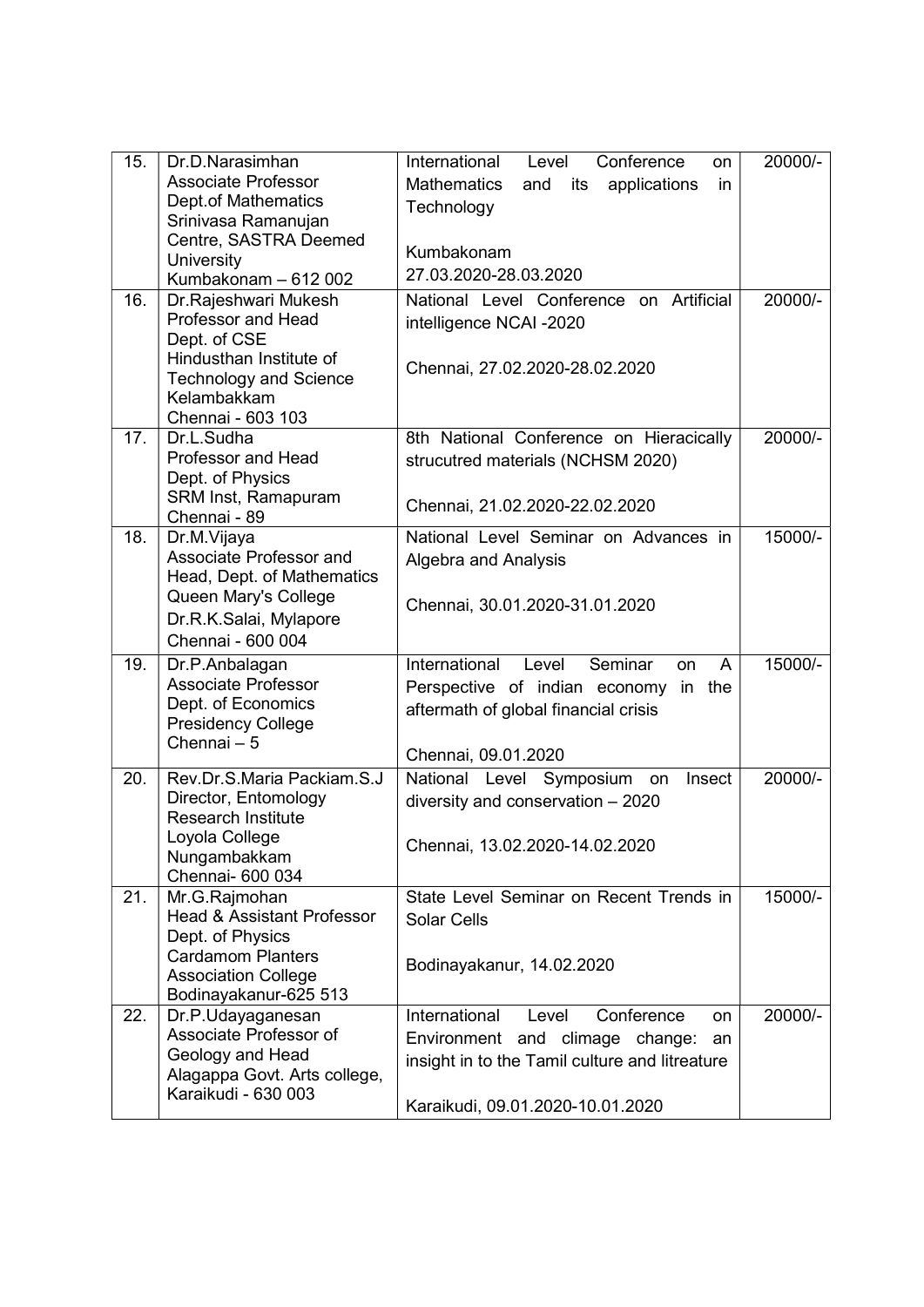| 15. | Dr.D.Narasimhan<br>Associate Professor<br>Dept.of Mathematics<br>Srinivasa Ramanujan Centre, SASTRA Deemed University<br>Kumbakonam – 612 002 | International Level Conference on Mathematics and its applications in Technology<br><br>Kumbakonam<br>27.03.2020-28.03.2020 | 20000/- |
|---|---|---|---|
| 16. | Dr.Rajeshwari Mukesh<br>Professor and Head<br>Dept. of CSE<br>Hindusthan Institute of Technology and Science<br>Kelambakkam<br>Chennai - 603 103 | National Level Conference on Artificial intelligence NCAI -2020<br><br>Chennai, 27.02.2020-28.02.2020 | 20000/- |
| 17. | Dr.L.Sudha<br>Professor and Head<br>Dept. of Physics<br>SRM Inst, Ramapuram<br>Chennai - 89 | 8th National Conference on Hieracically strucutred materials (NCHSM 2020)<br><br>Chennai, 21.02.2020-22.02.2020 | 20000/- |
| 18. | Dr.M.Vijaya<br>Associate Professor and Head, Dept. of Mathematics<br>Queen Mary's College<br>Dr.R.K.Salai, Mylapore<br>Chennai - 600 004 | National Level Seminar on Advances in Algebra and Analysis<br><br>Chennai, 30.01.2020-31.01.2020 | 15000/- |
| 19. | Dr.P.Anbalagan<br>Associate Professor<br>Dept. of Economics<br>Presidency College<br>Chennai – 5 | International Level Seminar on A Perspective of indian economy in the aftermath of global financial crisis<br><br>Chennai, 09.01.2020 | 15000/- |
| 20. | Rev.Dr.S.Maria Packiam.S.J<br>Director, Entomology Research Institute<br>Loyola College<br>Nungambakkam<br>Chennai- 600 034 | National Level Symposium on Insect diversity and conservation – 2020<br><br>Chennai, 13.02.2020-14.02.2020 | 20000/- |
| 21. | Mr.G.Rajmohan<br>Head & Assistant Professor<br>Dept. of Physics<br>Cardamom Planters Association College<br>Bodinayakanur-625 513 | State Level Seminar on Recent Trends in Solar Cells<br><br>Bodinayakanur, 14.02.2020 | 15000/- |
| 22. | Dr.P.Udayaganesan<br>Associate Professor of Geology and Head<br>Alagappa Govt. Arts college,<br>Karaikudi - 630 003 | International Level Conference on Environment and climage change: an insight in to the Tamil culture and litreature<br><br>Karaikudi, 09.01.2020-10.01.2020 | 20000/- |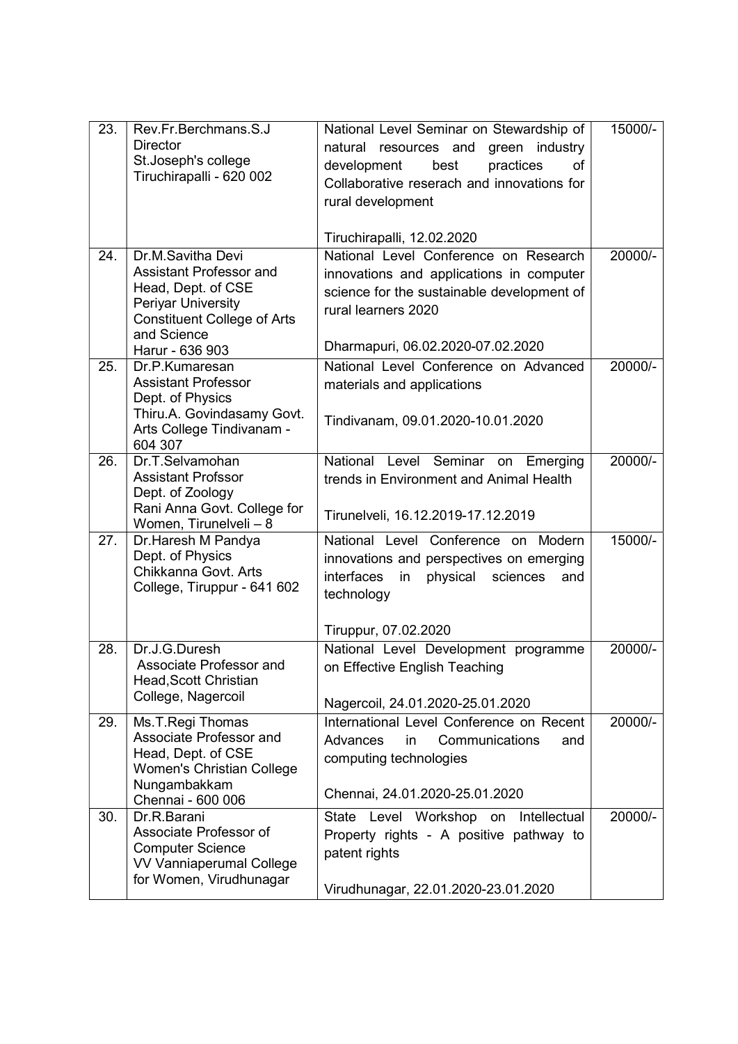| 23. | Rev.Fr.Berchmans.S.J<br>Director<br>St.Joseph's college<br>Tiruchirapalli - 620 002 | National Level Seminar on Stewardship of natural resources and green industry development best practices of Collaborative reserach and innovations for rural development<br><br>Tiruchirapalli, 12.02.2020 | 15000/- |
|---|---|---|---|
| 24. | Dr.M.Savitha Devi<br>Assistant Professor and Head, Dept. of CSE<br>Periyar University Constituent College of Arts and Science<br>Harur - 636 903 | National Level Conference on Research innovations and applications in computer science for the sustainable development of rural learners 2020<br><br>Dharmapuri, 06.02.2020-07.02.2020 | 20000/- |
| 25. | Dr.P.Kumaresan<br>Assistant Professor<br>Dept. of Physics<br>Thiru.A. Govindasamy Govt. Arts College Tindivanam - 604 307 | National Level Conference on Advanced materials and applications<br><br>Tindivanam, 09.01.2020-10.01.2020 | 20000/- |
| 26. | Dr.T.Selvamohan<br>Assistant Profssor<br>Dept. of Zoology<br>Rani Anna Govt. College for Women, Tirunelveli – 8 | National Level Seminar on Emerging trends in Environment and Animal Health<br><br>Tirunelveli, 16.12.2019-17.12.2019 | 20000/- |
| 27. | Dr.Haresh M Pandya<br>Dept. of Physics<br>Chikkanna Govt. Arts College, Tiruppur - 641 602 | National Level Conference on Modern innovations and perspectives on emerging interfaces in physical sciences and technology<br><br>Tiruppur, 07.02.2020 | 15000/- |
| 28. | Dr.J.G.Duresh<br>Associate Professor and Head,Scott Christian College, Nagercoil | National Level Development programme on Effective English Teaching<br><br>Nagercoil, 24.01.2020-25.01.2020 | 20000/- |
| 29. | Ms.T.Regi Thomas<br>Associate Professor and Head, Dept. of CSE<br>Women's Christian College Nungambakkam<br>Chennai - 600 006 | International Level Conference on Recent Advances in Communications and computing technologies<br><br>Chennai, 24.01.2020-25.01.2020 | 20000/- |
| 30. | Dr.R.Barani<br>Associate Professor of Computer Science<br>VV Vanniaperumal College for Women, Virudhunagar | State Level Workshop on Intellectual Property rights - A positive pathway to patent rights<br><br>Virudhunagar, 22.01.2020-23.01.2020 | 20000/- |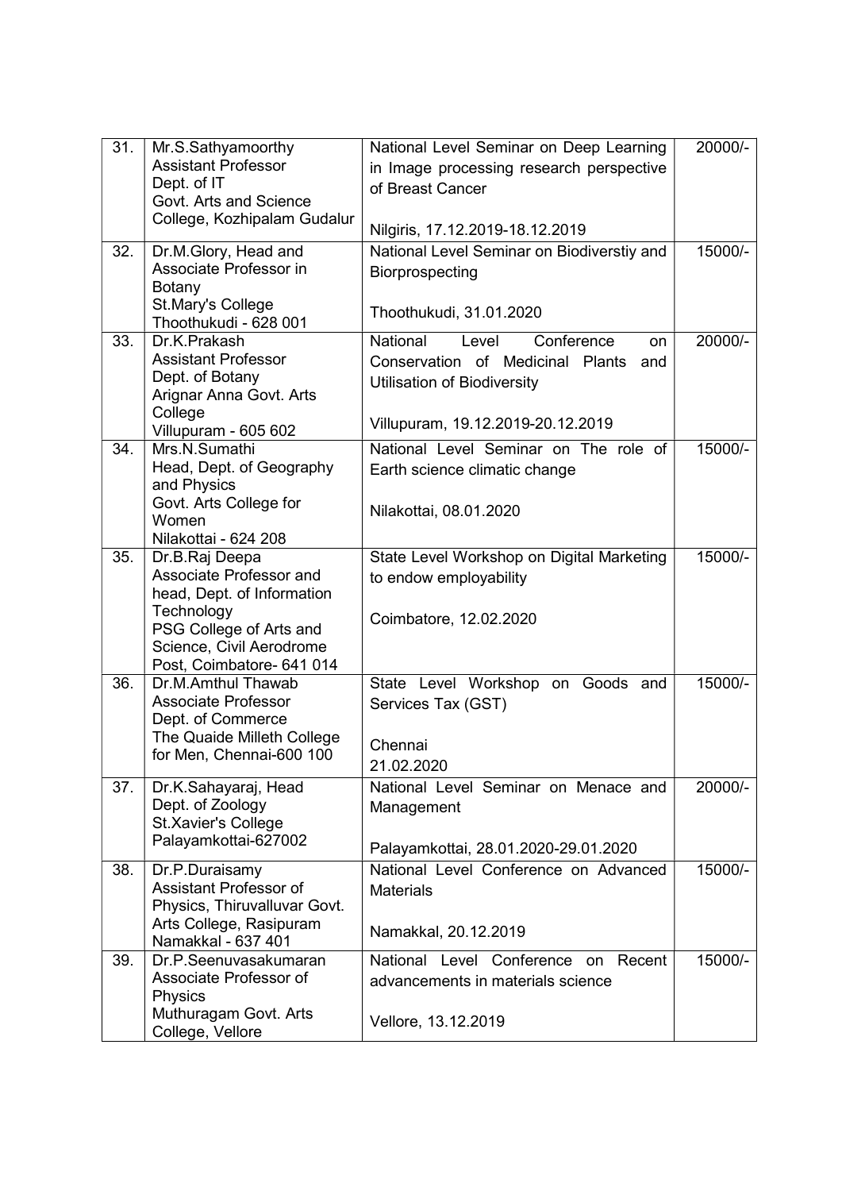| 31. | Mr.S.Sathyamoorthy<br>Assistant Professor<br>Dept. of IT<br>Govt. Arts and Science College, Kozhipalam Gudalur | National Level Seminar on Deep Learning in Image processing research perspective of Breast Cancer<br><br>Nilgiris, 17.12.2019-18.12.2019 | 20000/- |
|---|---|---|---|
| 32. | Dr.M.Glory, Head and Associate Professor in Botany<br>St.Mary's College<br>Thoothukudi - 628 001 | National Level Seminar on Biodiverstiy and Biorprospecting<br><br>Thoothukudi, 31.01.2020 | 15000/- |
| 33. | Dr.K.Prakash<br>Assistant Professor<br>Dept. of Botany<br>Arignar Anna Govt. Arts College<br>Villupuram - 605 602 | National Level Conference on Conservation of Medicinal Plants and Utilisation of Biodiversity<br><br>Villupuram, 19.12.2019-20.12.2019 | 20000/- |
| 34. | Mrs.N.Sumathi<br>Head, Dept. of Geography and Physics<br>Govt. Arts College for Women<br>Nilakottai - 624 208 | National Level Seminar on The role of Earth science climatic change<br><br>Nilakottai, 08.01.2020 | 15000/- |
| 35. | Dr.B.Raj Deepa<br>Associate Professor and head, Dept. of Information Technology<br>PSG College of Arts and Science, Civil Aerodrome Post, Coimbatore- 641 014 | State Level Workshop on Digital Marketing to endow employability<br><br>Coimbatore, 12.02.2020 | 15000/- |
| 36. | Dr.M.Amthul Thawab<br>Associate Professor<br>Dept. of Commerce<br>The Quaide Milleth College for Men, Chennai-600 100 | State Level Workshop on Goods and Services Tax (GST)<br><br>Chennai<br>21.02.2020 | 15000/- |
| 37. | Dr.K.Sahayaraj, Head<br>Dept. of Zoology<br>St.Xavier's College<br>Palayamkottai-627002 | National Level Seminar on Menace and Management<br><br>Palayamkottai, 28.01.2020-29.01.2020 | 20000/- |
| 38. | Dr.P.Duraisamy<br>Assistant Professor of Physics, Thiruvalluvar Govt. Arts College, Rasipuram<br>Namakkal - 637 401 | National Level Conference on Advanced Materials<br><br>Namakkal, 20.12.2019 | 15000/- |
| 39. | Dr.P.Seenuvasakumaran<br>Associate Professor of Physics<br>Muthuragam Govt. Arts College, Vellore | National Level Conference on Recent advancements in materials science<br><br>Vellore, 13.12.2019 | 15000/- |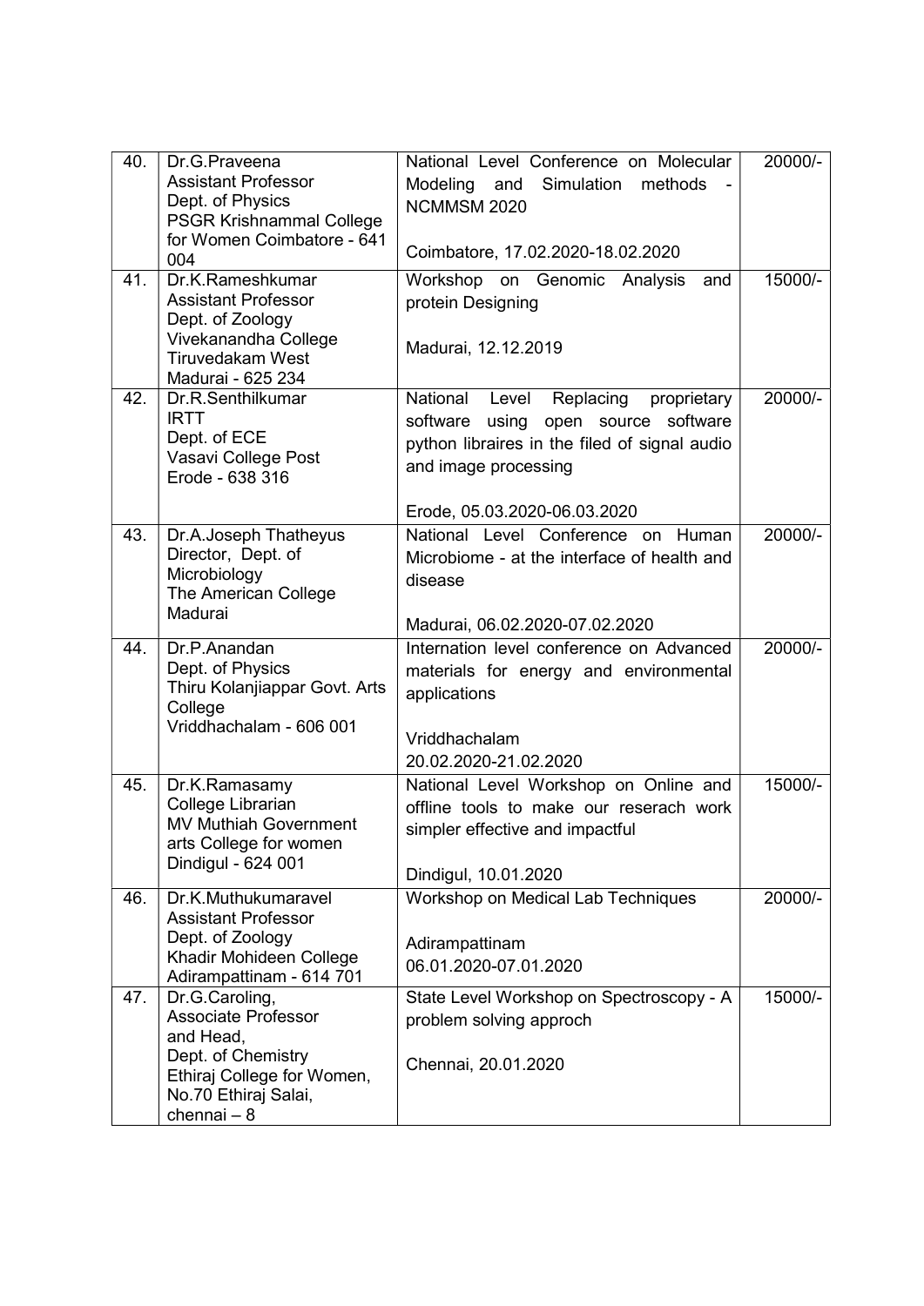| 40. | Dr.G.Praveena<br>Assistant Professor<br>Dept. of Physics<br>PSGR Krishnammal College for Women Coimbatore - 641 004 | National Level Conference on Molecular Modeling and Simulation methods - NCMMSM 2020<br><br>Coimbatore, 17.02.2020-18.02.2020 | 20000/- |
|---|---|---|---|
| 41. | Dr.K.Rameshkumar<br>Assistant Professor<br>Dept. of Zoology<br>Vivekanandha College<br>Tiruvedakam West<br>Madurai - 625 234 | Workshop on Genomic Analysis and protein Designing<br><br>Madurai, 12.12.2019 | 15000/- |
| 42. | Dr.R.Senthilkumar<br>IRTT<br>Dept. of ECE<br>Vasavi College Post<br>Erode - 638 316 | National Level Replacing proprietary software using open source software python libraires in the filed of signal audio and image processing<br><br>Erode, 05.03.2020-06.03.2020 | 20000/- |
| 43. | Dr.A.Joseph Thatheyus<br>Director, Dept. of Microbiology<br>The American College<br>Madurai | National Level Conference on Human Microbiome - at the interface of health and disease<br><br>Madurai, 06.02.2020-07.02.2020 | 20000/- |
| 44. | Dr.P.Anandan<br>Dept. of Physics<br>Thiru Kolanjiappar Govt. Arts College<br>Vriddhachalam - 606 001 | Internation level conference on Advanced materials for energy and environmental applications<br><br>Vriddhachalam<br>20.02.2020-21.02.2020 | 20000/- |
| 45. | Dr.K.Ramasamy<br>College Librarian<br>MV Muthiah Government arts College for women<br>Dindigul - 624 001 | National Level Workshop on Online and offline tools to make our reserach work simpler effective and impactful<br><br>Dindigul, 10.01.2020 | 15000/- |
| 46. | Dr.K.Muthukumaravel<br>Assistant Professor<br>Dept. of Zoology<br>Khadir Mohideen College<br>Adirampattinam - 614 701 | Workshop on Medical Lab Techniques<br><br>Adirampattinam<br>06.01.2020-07.01.2020 | 20000/- |
| 47. | Dr.G.Caroling,<br>Associate Professor and Head,<br>Dept. of Chemistry<br>Ethiraj College for Women,<br>No.70 Ethiraj Salai,<br>chennai – 8 | State Level Workshop on Spectroscopy - A problem solving approch<br><br>Chennai, 20.01.2020 | 15000/- |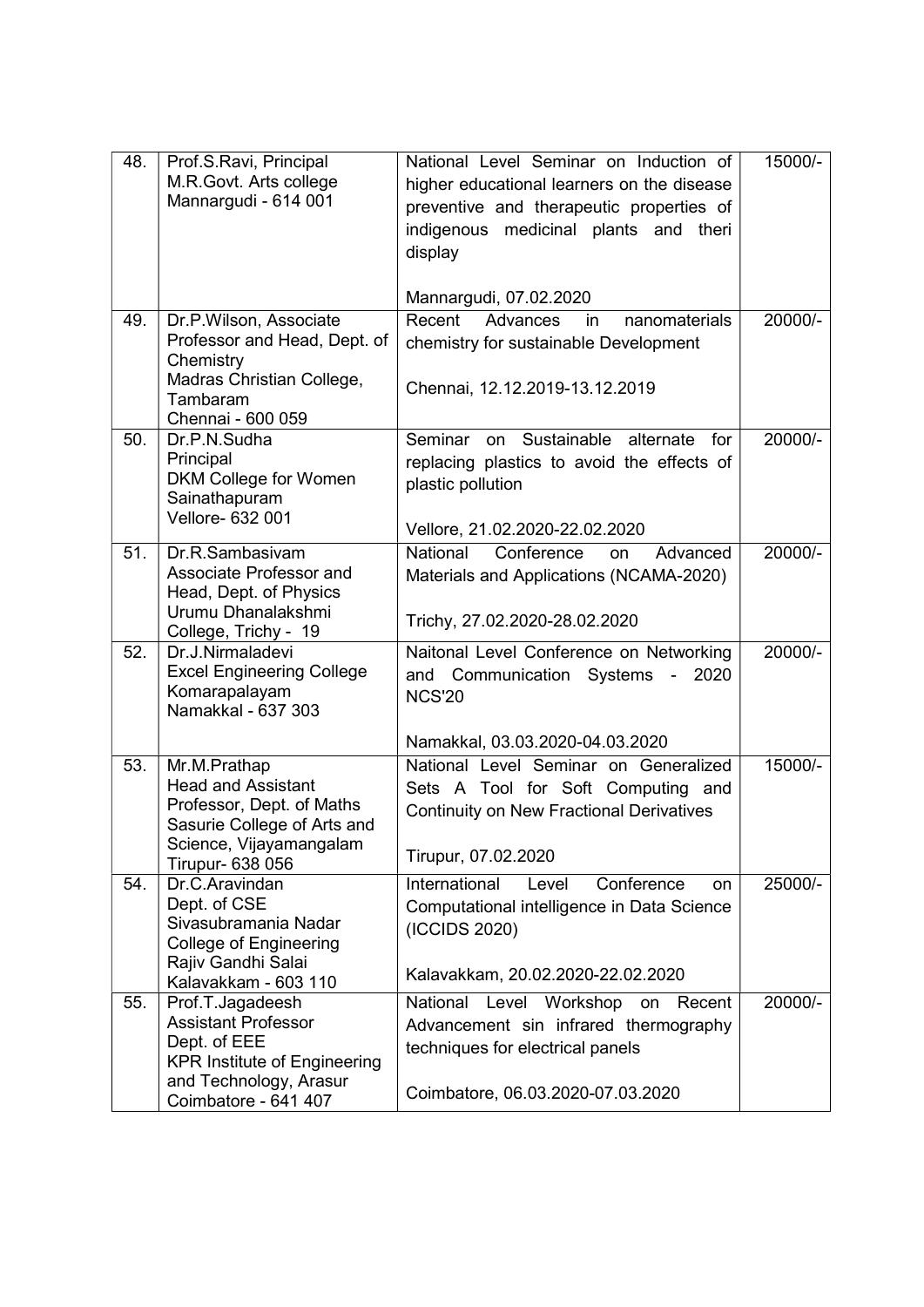| | | | |
|---|---|---|---|
| 48. | Prof.S.Ravi, Principal<br>M.R.Govt. Arts college<br>Mannargudi - 614 001 | National Level Seminar on Induction of higher educational learners on the disease preventive and therapeutic properties of indigenous medicinal plants and theri display<br><br>Mannargudi, 07.02.2020 | 15000/- |
| 49. | Dr.P.Wilson, Associate Professor and Head, Dept. of Chemistry<br>Madras Christian College, Tambaram<br>Chennai - 600 059 | Recent Advances in nanomaterials chemistry for sustainable Development<br><br>Chennai, 12.12.2019-13.12.2019 | 20000/- |
| 50. | Dr.P.N.Sudha<br>Principal<br>DKM College for Women<br>Sainathapuram<br>Vellore- 632 001 | Seminar on Sustainable alternate for replacing plastics to avoid the effects of plastic pollution<br><br>Vellore, 21.02.2020-22.02.2020 | 20000/- |
| 51. | Dr.R.Sambasivam<br>Associate Professor and Head, Dept. of Physics<br>Urumu Dhanalakshmi College, Trichy - 19 | National Conference on Advanced Materials and Applications (NCAMA-2020)<br><br>Trichy, 27.02.2020-28.02.2020 | 20000/- |
| 52. | Dr.J.Nirmaladevi<br>Excel Engineering College<br>Komarapalayam<br>Namakkal - 637 303 | Naitonal Level Conference on Networking and Communication Systems - 2020 NCS'20<br><br>Namakkal, 03.03.2020-04.03.2020 | 20000/- |
| 53. | Mr.M.Prathap<br>Head and Assistant Professor, Dept. of Maths<br>Sasurie College of Arts and Science, Vijayamangalam<br>Tirupur- 638 056 | National Level Seminar on Generalized Sets A Tool for Soft Computing and Continuity on New Fractional Derivatives<br><br>Tirupur, 07.02.2020 | 15000/- |
| 54. | Dr.C.Aravindan<br>Dept. of CSE<br>Sivasubramania Nadar College of Engineering<br>Rajiv Gandhi Salai<br>Kalavakkam - 603 110 | International Level Conference on Computational intelligence in Data Science (ICCIDS 2020)<br><br>Kalavakkam, 20.02.2020-22.02.2020 | 25000/- |
| 55. | Prof.T.Jagadeesh<br>Assistant Professor<br>Dept. of EEE<br>KPR Institute of Engineering and Technology, Arasur<br>Coimbatore - 641 407 | National Level Workshop on Recent Advancement sin infrared thermography techniques for electrical panels<br><br>Coimbatore, 06.03.2020-07.03.2020 | 20000/- |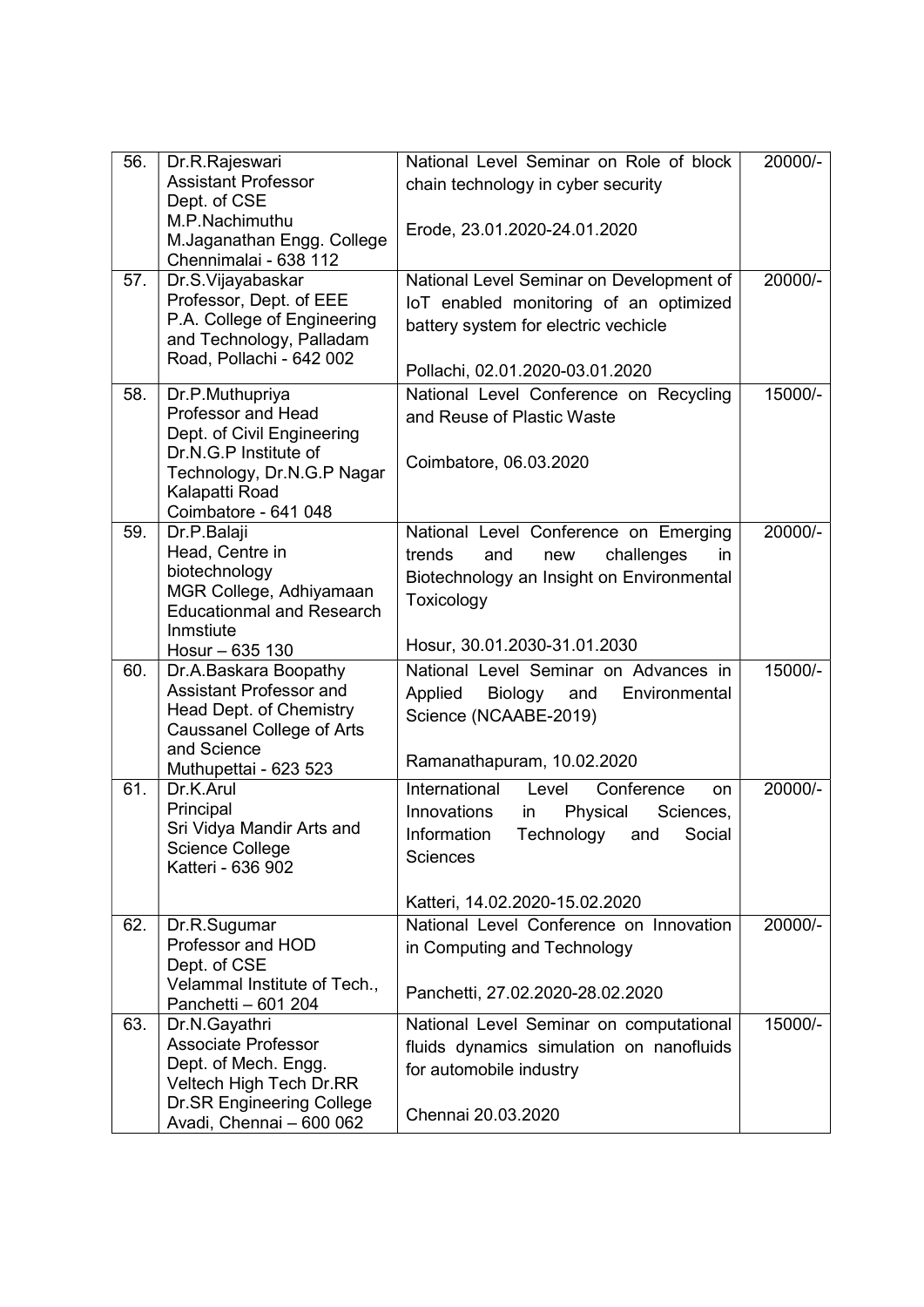| 56. | Dr.R.Rajeswari<br>Assistant Professor<br>Dept. of CSE<br>M.P.Nachimuthu<br>M.Jaganathan Engg. College<br>Chennimalai - 638 112 | National Level Seminar on Role of block chain technology in cyber security<br><br>Erode, 23.01.2020-24.01.2020 | 20000/- |
|---|---|---|---|
| 57. | Dr.S.Vijayabaskar<br>Professor, Dept. of EEE<br>P.A. College of Engineering and Technology, Palladam Road, Pollachi - 642 002 | National Level Seminar on Development of IoT enabled monitoring of an optimized battery system for electric vechicle<br><br>Pollachi, 02.01.2020-03.01.2020 | 20000/- |
| 58. | Dr.P.Muthupriya<br>Professor and Head<br>Dept. of Civil Engineering<br>Dr.N.G.P Institute of Technology, Dr.N.G.P Nagar<br>Kalapatti Road<br>Coimbatore - 641 048 | National Level Conference on Recycling and Reuse of Plastic Waste<br><br>Coimbatore, 06.03.2020 | 15000/- |
| 59. | Dr.P.Balaji<br>Head, Centre in biotechnology<br>MGR College, Adhiyamaan Educationmal and Research Inmstiute<br>Hosur – 635 130 | National Level Conference on Emerging trends and new challenges in Biotechnology an Insight on Environmental Toxicology<br><br>Hosur, 30.01.2030-31.01.2030 | 20000/- |
| 60. | Dr.A.Baskara Boopathy<br>Assistant Professor and Head Dept. of Chemistry<br>Caussanel College of Arts and Science<br>Muthupettai - 623 523 | National Level Seminar on Advances in Applied Biology and Environmental Science (NCAABE-2019)<br><br>Ramanathapuram, 10.02.2020 | 15000/- |
| 61. | Dr.K.Arul<br>Principal<br>Sri Vidya Mandir Arts and Science College<br>Katteri - 636 902 | International Level Conference on Innovations in Physical Sciences, Information Technology and Social Sciences<br><br>Katteri, 14.02.2020-15.02.2020 | 20000/- |
| 62. | Dr.R.Sugumar<br>Professor and HOD<br>Dept. of CSE<br>Velammal Institute of Tech., Panchetti – 601 204 | National Level Conference on Innovation in Computing and Technology<br><br>Panchetti, 27.02.2020-28.02.2020 | 20000/- |
| 63. | Dr.N.Gayathri<br>Associate Professor<br>Dept. of Mech. Engg.<br>Veltech High Tech Dr.RR Dr.SR Engineering College<br>Avadi, Chennai – 600 062 | National Level Seminar on computational fluids dynamics simulation on nanofluids for automobile industry<br><br>Chennai 20.03.2020 | 15000/- |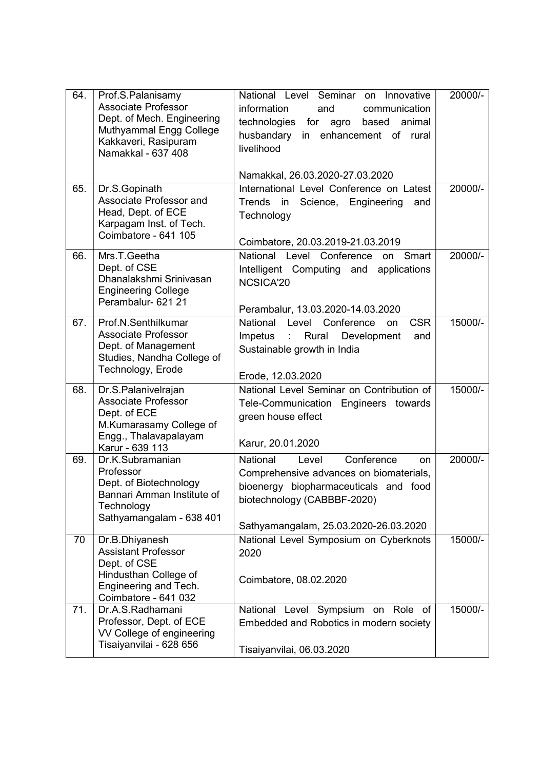| 64. | Prof.S.Palanisamy<br>Associate Professor<br>Dept. of Mech. Engineering<br>Muthyammal Engg College<br>Kakkaveri, Rasipuram<br>Namakkal - 637 408 | National Level Seminar on Innovative information and communication technologies for agro based animal husbandary in enhancement of rural livelihood<br><br>Namakkal, 26.03.2020-27.03.2020 | 20000/- |
|---|---|---|---|
| 65. | Dr.S.Gopinath<br>Associate Professor and Head, Dept. of ECE<br>Karpagam Inst. of Tech.<br>Coimbatore - 641 105 | International Level Conference on Latest Trends in Science, Engineering and Technology<br><br>Coimbatore, 20.03.2019-21.03.2019 | 20000/- |
| 66. | Mrs.T.Geetha<br>Dept. of CSE<br>Dhanalakshmi Srinivasan Engineering College<br>Perambalur- 621 21 | National Level Conference on Smart Intelligent Computing and applications NCSICA'20<br><br>Perambalur, 13.03.2020-14.03.2020 | 20000/- |
| 67. | Prof.N.Senthilkumar<br>Associate Professor<br>Dept. of Management Studies, Nandha College of Technology, Erode | National Level Conference on CSR Impetus : Rural Development and Sustainable growth in India<br><br>Erode, 12.03.2020 | 15000/- |
| 68. | Dr.S.Palanivelrajan<br>Associate Professor<br>Dept. of ECE<br>M.Kumarasamy College of Engg., Thalavapalayam<br>Karur - 639 113 | National Level Seminar on Contribution of Tele-Communication Engineers towards green house effect<br><br>Karur, 20.01.2020 | 15000/- |
| 69. | Dr.K.Subramanian<br>Professor<br>Dept. of Biotechnology<br>Bannari Amman Institute of Technology<br>Sathyamangalam - 638 401 | National Level Conference on Comprehensive advances on biomaterials, bioenergy biopharmaceuticals and food biotechnology (CABBBF-2020)<br><br>Sathyamangalam, 25.03.2020-26.03.2020 | 20000/- |
| 70 | Dr.B.Dhiyanesh<br>Assistant Professor<br>Dept. of CSE<br>Hindusthan College of Engineering and Tech.<br>Coimbatore - 641 032 | National Level Symposium on Cyberknots 2020<br><br>Coimbatore, 08.02.2020 | 15000/- |
| 71. | Dr.A.S.Radhamani<br>Professor, Dept. of ECE<br>VV College of engineering<br>Tisaiyanvilai - 628 656 | National Level Sympsium on Role of Embedded and Robotics in modern society<br><br>Tisaiyanvilai, 06.03.2020 | 15000/- |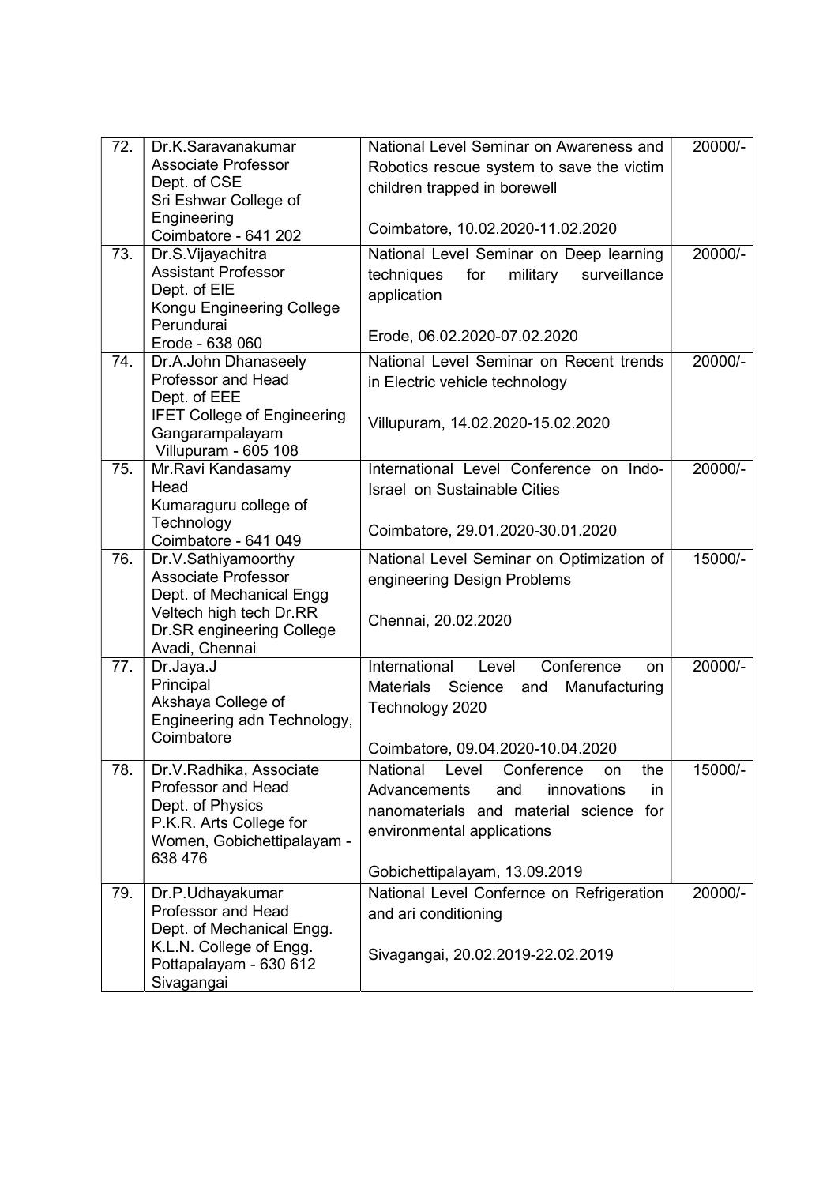| | | | |
|---|---|---|---|
| 72. | Dr.K.Saravanakumar<br>Associate Professor<br>Dept. of CSE<br>Sri Eshwar College of Engineering<br>Coimbatore - 641 202 | National Level Seminar on Awareness and Robotics rescue system to save the victim children trapped in borewell<br><br>Coimbatore, 10.02.2020-11.02.2020 | 20000/- |
| 73. | Dr.S.Vijayachitra<br>Assistant Professor<br>Dept. of EIE<br>Kongu Engineering College<br>Perundurai<br>Erode - 638 060 | National Level Seminar on Deep learning techniques for military surveillance application<br><br>Erode, 06.02.2020-07.02.2020 | 20000/- |
| 74. | Dr.A.John Dhanaseely<br>Professor and Head<br>Dept. of EEE<br>IFET College of Engineering<br>Gangarampalayam<br>Villupuram - 605 108 | National Level Seminar on Recent trends in Electric vehicle technology<br><br>Villupuram, 14.02.2020-15.02.2020 | 20000/- |
| 75. | Mr.Ravi Kandasamy<br>Head<br>Kumaraguru college of Technology<br>Coimbatore - 641 049 | International Level Conference on Indo-Israel on Sustainable Cities<br><br>Coimbatore, 29.01.2020-30.01.2020 | 20000/- |
| 76. | Dr.V.Sathiyamoorthy<br>Associate Professor<br>Dept. of Mechanical Engg<br>Veltech high tech Dr.RR Dr.SR engineering College<br>Avadi, Chennai | National Level Seminar on Optimization of engineering Design Problems<br><br>Chennai, 20.02.2020 | 15000/- |
| 77. | Dr.Jaya.J<br>Principal<br>Akshaya College of Engineering adn Technology, Coimbatore | International Level Conference on Materials Science and Manufacturing Technology 2020<br><br>Coimbatore, 09.04.2020-10.04.2020 | 20000/- |
| 78. | Dr.V.Radhika, Associate Professor and Head<br>Dept. of Physics<br>P.K.R. Arts College for Women, Gobichettipalayam - 638 476 | National Level Conference on the Advancements and innovations in nanomaterials and material science for environmental applications<br><br>Gobichettipalayam, 13.09.2019 | 15000/- |
| 79. | Dr.P.Udhayakumar<br>Professor and Head<br>Dept. of Mechanical Engg.<br>K.L.N. College of Engg.<br>Pottapalayam - 630 612<br>Sivagangai | National Level Confernce on Refrigeration and ari conditioning<br><br>Sivagangai, 20.02.2019-22.02.2019 | 20000/- |